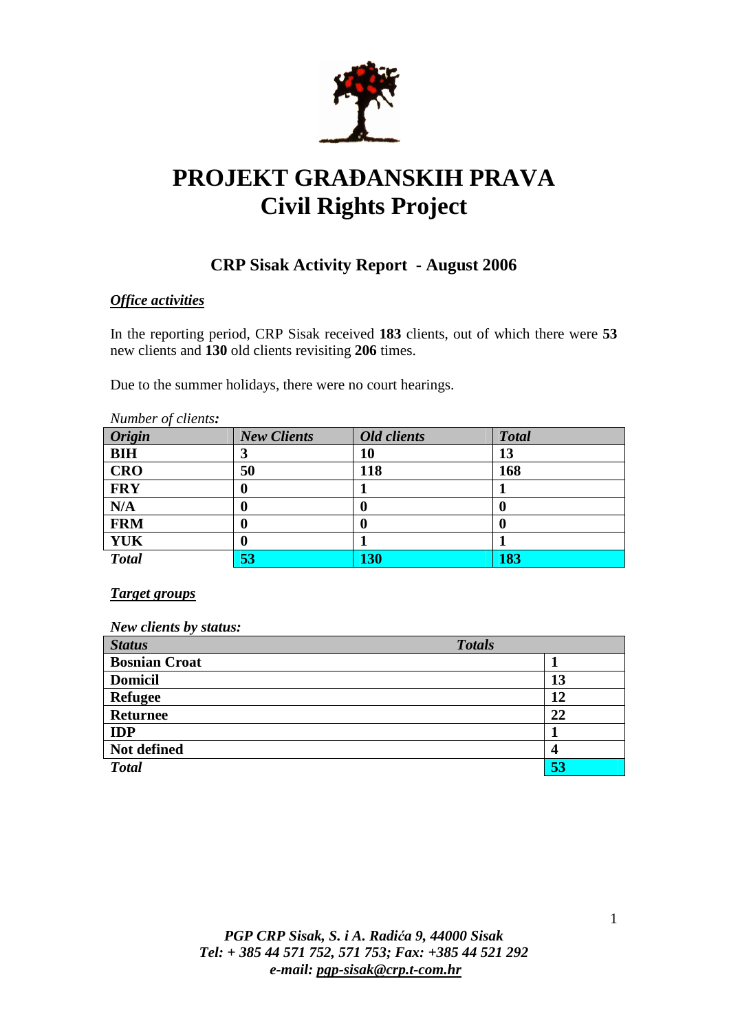# PROJEKT GRAĐANSKIH PRAVA
# Civil Rights Project

## CRP Sisak Activity Report - August 2006

***Office activities***

In the reporting period, CRP Sisak received **183** clients, out of which there were **53** new clients and **130** old clients revisiting **206** times.

Due to the summer holidays, there were no court hearings.

*Number of clients:*

| *Origin* | *New Clients* | *Old clients* | *Total* |
|---|---|---|---|
| **BIH** | **3** | **10** | **13** |
| **CRO** | **50** | **118** | **168** |
| **FRY** | **0** | **1** | **1** |
| **N/A** | **0** | **0** | **0** |
| **FRM** | **0** | **0** | **0** |
| **YUK** | **0** | **1** | **1** |
| ***Total*** | **53** | **130** | **183** |

***Target groups***

*New clients by status:*

| *Status* | *Totals* |
|---|---|
| **Bosnian Croat** | **1** |
| **Domicil** | **13** |
| **Refugee** | **12** |
| **Returnee** | **22** |
| **IDP** | **1** |
| **Not defined** | **4** |
| ***Total*** | **53** |

*PGP CRP Sisak, S. i A. Radića 9, 44000 Sisak*
*Tel: + 385 44 571 752, 571 753; Fax: +385 44 521 292*
*e-mail: pgp-sisak@crp.t-com.hr*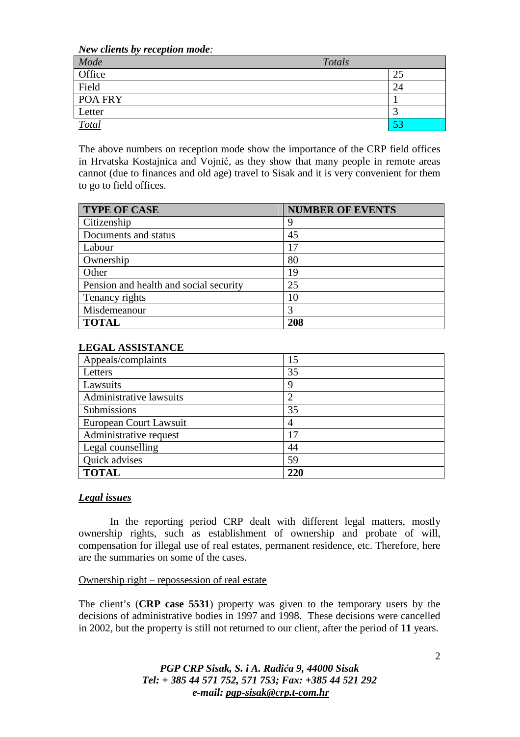***New clients by reception mode:***

| *Mode* | *Totals* |
|---|---|
| Office | 25 |
| Field | 24 |
| POA FRY | 1 |
| Letter | 3 |
| *Total* | 53 |

The above numbers on reception mode show the importance of the CRP field offices in Hrvatska Kostajnica and Vojnić, as they show that many people in remote areas cannot (due to finances and old age) travel to Sisak and it is very convenient for them to go to field offices.

| **TYPE OF CASE** | **NUMBER OF EVENTS** |
|---|---|
| Citizenship | 9 |
| Documents and status | 45 |
| Labour | 17 |
| Ownership | 80 |
| Other | 19 |
| Pension and health and social security | 25 |
| Tenancy rights | 10 |
| Misdemeanour | 3 |
| **TOTAL** | **208** |

**LEGAL ASSISTANCE**

| | |
|---|---|
| Appeals/complaints | 15 |
| Letters | 35 |
| Lawsuits | 9 |
| Administrative lawsuits | 2 |
| Submissions | 35 |
| European Court Lawsuit | 4 |
| Administrative request | 17 |
| Legal counselling | 44 |
| Quick advises | 59 |
| **TOTAL** | **220** |

## ***Legal issues***

In the reporting period CRP dealt with different legal matters, mostly ownership rights, such as establishment of ownership and probate of will, compensation for illegal use of real estates, permanent residence, etc. Therefore, here are the summaries on some of the cases.

Ownership right – repossession of real estate

The client's (**CRP case 5531**) property was given to the temporary users by the decisions of administrative bodies in 1997 and 1998. These decisions were cancelled in 2002, but the property is still not returned to our client, after the period of **11** years.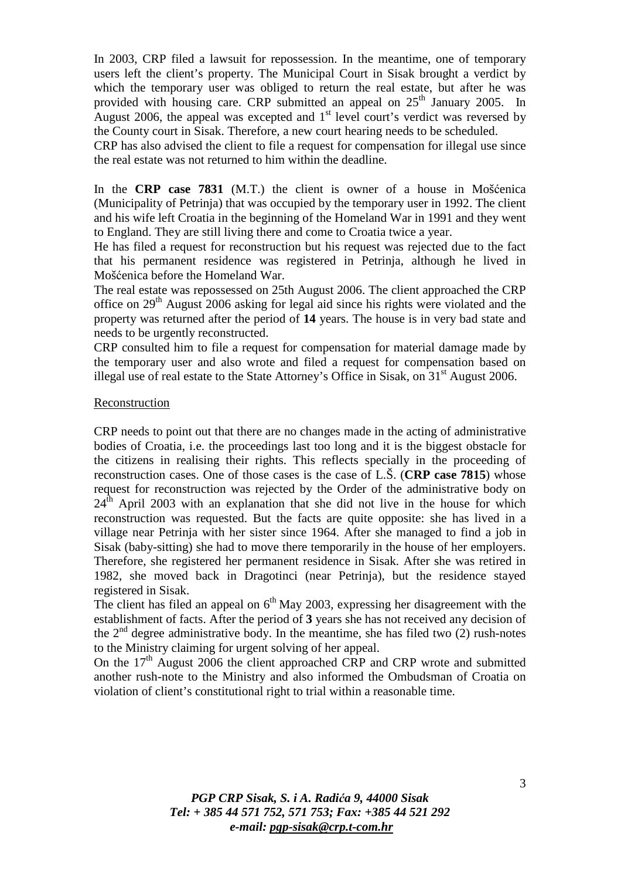In 2003, CRP filed a lawsuit for repossession. In the meantime, one of temporary users left the client's property. The Municipal Court in Sisak brought a verdict by which the temporary user was obliged to return the real estate, but after he was provided with housing care. CRP submitted an appeal on 25th January 2005. In August 2006, the appeal was excepted and 1st level court's verdict was reversed by the County court in Sisak. Therefore, a new court hearing needs to be scheduled.
CRP has also advised the client to file a request for compensation for illegal use since the real estate was not returned to him within the deadline.

In the **CRP case 7831** (M.T.) the client is owner of a house in Mošćenica (Municipality of Petrinja) that was occupied by the temporary user in 1992. The client and his wife left Croatia in the beginning of the Homeland War in 1991 and they went to England. They are still living there and come to Croatia twice a year.
He has filed a request for reconstruction but his request was rejected due to the fact that his permanent residence was registered in Petrinja, although he lived in Mošćenica before the Homeland War.
The real estate was repossessed on 25th August 2006. The client approached the CRP office on 29th August 2006 asking for legal aid since his rights were violated and the property was returned after the period of **14** years. The house is in very bad state and needs to be urgently reconstructed.
CRP consulted him to file a request for compensation for material damage made by the temporary user and also wrote and filed a request for compensation based on illegal use of real estate to the State Attorney's Office in Sisak, on 31st August 2006.

Reconstruction

CRP needs to point out that there are no changes made in the acting of administrative bodies of Croatia, i.e. the proceedings last too long and it is the biggest obstacle for the citizens in realising their rights. This reflects specially in the proceeding of reconstruction cases. One of those cases is the case of L.Š. (**CRP case 7815**) whose request for reconstruction was rejected by the Order of the administrative body on 24th April 2003 with an explanation that she did not live in the house for which reconstruction was requested. But the facts are quite opposite: she has lived in a village near Petrinja with her sister since 1964. After she managed to find a job in Sisak (baby-sitting) she had to move there temporarily in the house of her employers. Therefore, she registered her permanent residence in Sisak. After she was retired in 1982, she moved back in Dragotinci (near Petrinja), but the residence stayed registered in Sisak.
The client has filed an appeal on 6th May 2003, expressing her disagreement with the establishment of facts. After the period of **3** years she has not received any decision of the 2nd degree administrative body. In the meantime, she has filed two (2) rush-notes to the Ministry claiming for urgent solving of her appeal.
On the 17th August 2006 the client approached CRP and CRP wrote and submitted another rush-note to the Ministry and also informed the Ombudsman of Croatia on violation of client's constitutional right to trial within a reasonable time.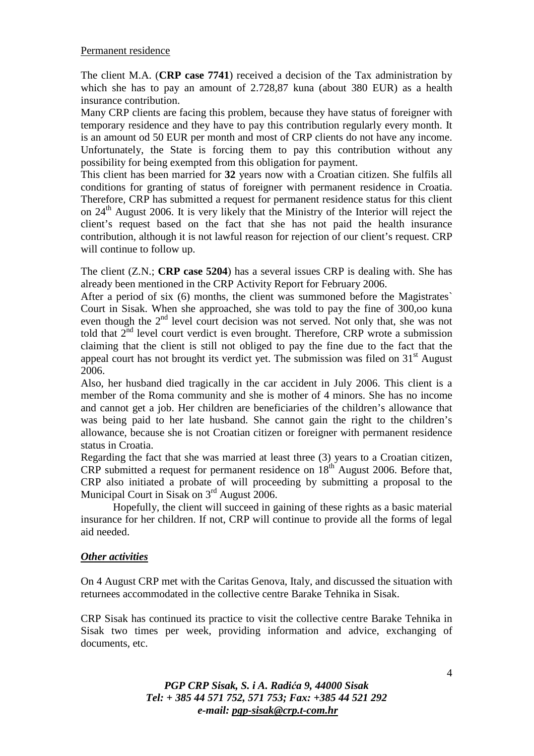Permanent residence

The client M.A. (**CRP case 7741**) received a decision of the Tax administration by which she has to pay an amount of 2.728,87 kuna (about 380 EUR) as a health insurance contribution.
Many CRP clients are facing this problem, because they have status of foreigner with temporary residence and they have to pay this contribution regularly every month. It is an amount od 50 EUR per month and most of CRP clients do not have any income. Unfortunately, the State is forcing them to pay this contribution without any possibility for being exempted from this obligation for payment.
This client has been married for **32** years now with a Croatian citizen. She fulfils all conditions for granting of status of foreigner with permanent residence in Croatia. Therefore, CRP has submitted a request for permanent residence status for this client on 24[th] August 2006. It is very likely that the Ministry of the Interior will reject the client's request based on the fact that she has not paid the health insurance contribution, although it is not lawful reason for rejection of our client's request. CRP will continue to follow up.

The client (Z.N.; **CRP case 5204**) has a several issues CRP is dealing with. She has already been mentioned in the CRP Activity Report for February 2006.
After a period of six (6) months, the client was summoned before the Magistrates` Court in Sisak. When she approached, she was told to pay the fine of 300,oo kuna even though the 2[nd] level court decision was not served. Not only that, she was not told that 2[nd] level court verdict is even brought. Therefore, CRP wrote a submission claiming that the client is still not obliged to pay the fine due to the fact that the appeal court has not brought its verdict yet. The submission was filed on 31[st] August 2006.
Also, her husband died tragically in the car accident in July 2006. This client is a member of the Roma community and she is mother of 4 minors. She has no income and cannot get a job. Her children are beneficiaries of the children's allowance that was being paid to her late husband. She cannot gain the right to the children's allowance, because she is not Croatian citizen or foreigner with permanent residence status in Croatia.
Regarding the fact that she was married at least three (3) years to a Croatian citizen, CRP submitted a request for permanent residence on 18[th] August 2006. Before that, CRP also initiated a probate of will proceeding by submitting a proposal to the Municipal Court in Sisak on 3[rd] August 2006.
Hopefully, the client will succeed in gaining of these rights as a basic material insurance for her children. If not, CRP will continue to provide all the forms of legal aid needed.

***Other activities***

On 4 August CRP met with the Caritas Genova, Italy, and discussed the situation with returnees accommodated in the collective centre Barake Tehnika in Sisak.

CRP Sisak has continued its practice to visit the collective centre Barake Tehnika in Sisak two times per week, providing information and advice, exchanging of documents, etc.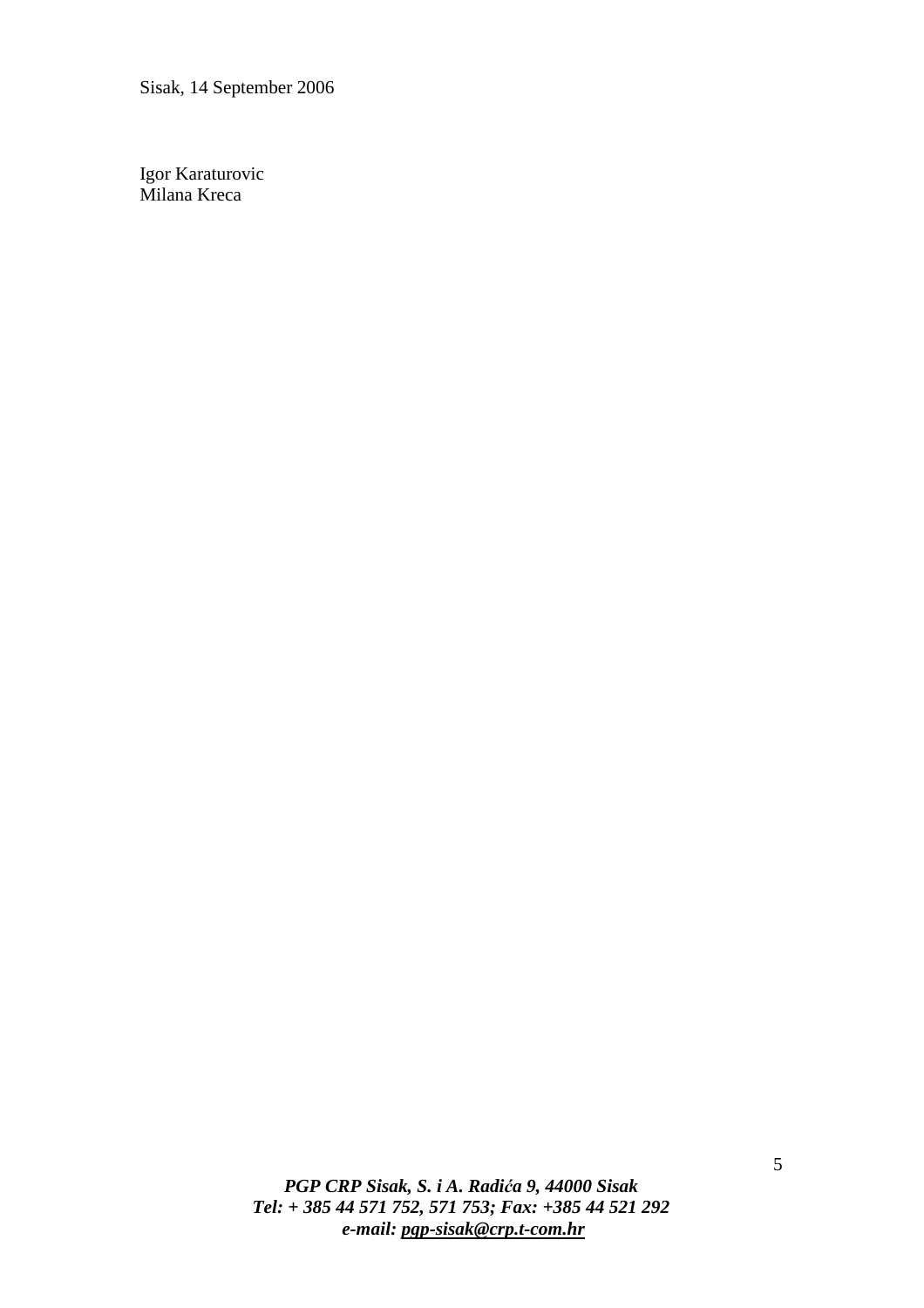Sisak, 14 September 2006

Igor Karaturovic
Milana Kreca